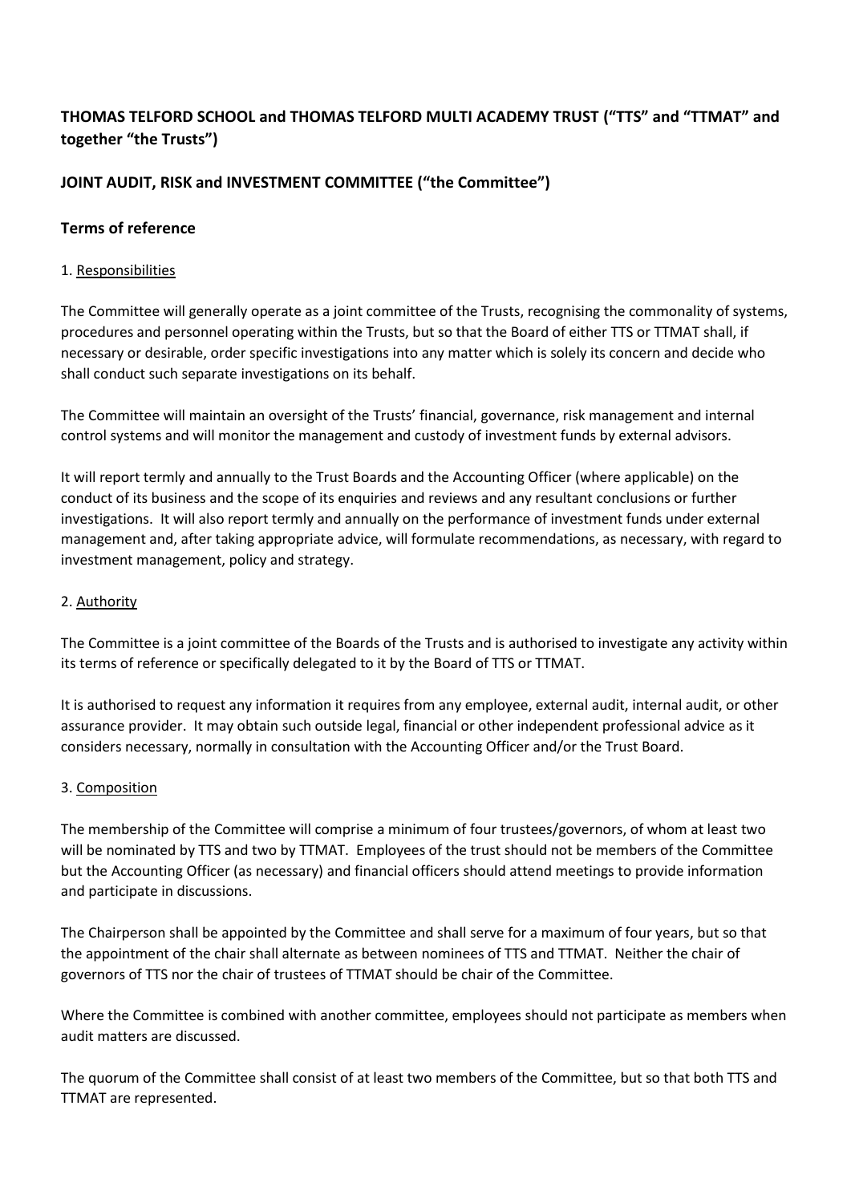**THOMAS TELFORD SCHOOL and THOMAS TELFORD MULTI ACADEMY TRUST ("TTS" and "TTMAT" and together "the Trusts")**

**JOINT AUDIT, RISK and INVESTMENT COMMITTEE ("the Committee")**

## Terms of reference

### 1. Responsibilities

The Committee will generally operate as a joint committee of the Trusts, recognising the commonality of systems, procedures and personnel operating within the Trusts, but so that the Board of either TTS or TTMAT shall, if necessary or desirable, order specific investigations into any matter which is solely its concern and decide who shall conduct such separate investigations on its behalf.

The Committee will maintain an oversight of the Trusts' financial, governance, risk management and internal control systems and will monitor the management and custody of investment funds by external advisors.

It will report termly and annually to the Trust Boards and the Accounting Officer (where applicable) on the conduct of its business and the scope of its enquiries and reviews and any resultant conclusions or further investigations. It will also report termly and annually on the performance of investment funds under external management and, after taking appropriate advice, will formulate recommendations, as necessary, with regard to investment management, policy and strategy.

### 2. Authority

The Committee is a joint committee of the Boards of the Trusts and is authorised to investigate any activity within its terms of reference or specifically delegated to it by the Board of TTS or TTMAT.

It is authorised to request any information it requires from any employee, external audit, internal audit, or other assurance provider. It may obtain such outside legal, financial or other independent professional advice as it considers necessary, normally in consultation with the Accounting Officer and/or the Trust Board.

### 3. Composition

The membership of the Committee will comprise a minimum of four trustees/governors, of whom at least two will be nominated by TTS and two by TTMAT. Employees of the trust should not be members of the Committee but the Accounting Officer (as necessary) and financial officers should attend meetings to provide information and participate in discussions.

The Chairperson shall be appointed by the Committee and shall serve for a maximum of four years, but so that the appointment of the chair shall alternate as between nominees of TTS and TTMAT. Neither the chair of governors of TTS nor the chair of trustees of TTMAT should be chair of the Committee.

Where the Committee is combined with another committee, employees should not participate as members when audit matters are discussed.

The quorum of the Committee shall consist of at least two members of the Committee, but so that both TTS and TTMAT are represented.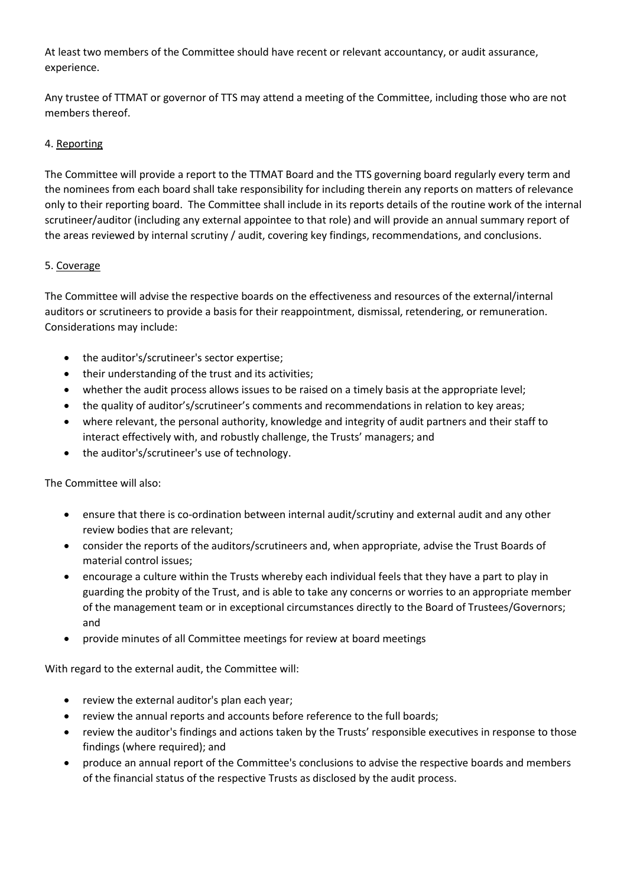At least two members of the Committee should have recent or relevant accountancy, or audit assurance, experience.

Any trustee of TTMAT or governor of TTS may attend a meeting of the Committee, including those who are not members thereof.

4. <u>Reporting</u>

The Committee will provide a report to the TTMAT Board and the TTS governing board regularly every term and the nominees from each board shall take responsibility for including therein any reports on matters of relevance only to their reporting board. The Committee shall include in its reports details of the routine work of the internal scrutineer/auditor (including any external appointee to that role) and will provide an annual summary report of the areas reviewed by internal scrutiny / audit, covering key findings, recommendations, and conclusions.

5. <u>Coverage</u>

The Committee will advise the respective boards on the effectiveness and resources of the external/internal auditors or scrutineers to provide a basis for their reappointment, dismissal, retendering, or remuneration. Considerations may include:

- the auditor's/scrutineer's sector expertise;
- their understanding of the trust and its activities;
- whether the audit process allows issues to be raised on a timely basis at the appropriate level;
- the quality of auditor's/scrutineer's comments and recommendations in relation to key areas;
- where relevant, the personal authority, knowledge and integrity of audit partners and their staff to interact effectively with, and robustly challenge, the Trusts' managers; and
- the auditor's/scrutineer's use of technology.

The Committee will also:

- ensure that there is co-ordination between internal audit/scrutiny and external audit and any other review bodies that are relevant;
- consider the reports of the auditors/scrutineers and, when appropriate, advise the Trust Boards of material control issues;
- encourage a culture within the Trusts whereby each individual feels that they have a part to play in guarding the probity of the Trust, and is able to take any concerns or worries to an appropriate member of the management team or in exceptional circumstances directly to the Board of Trustees/Governors; and
- provide minutes of all Committee meetings for review at board meetings

With regard to the external audit, the Committee will:

- review the external auditor's plan each year;
- review the annual reports and accounts before reference to the full boards;
- review the auditor's findings and actions taken by the Trusts' responsible executives in response to those findings (where required); and
- produce an annual report of the Committee's conclusions to advise the respective boards and members of the financial status of the respective Trusts as disclosed by the audit process.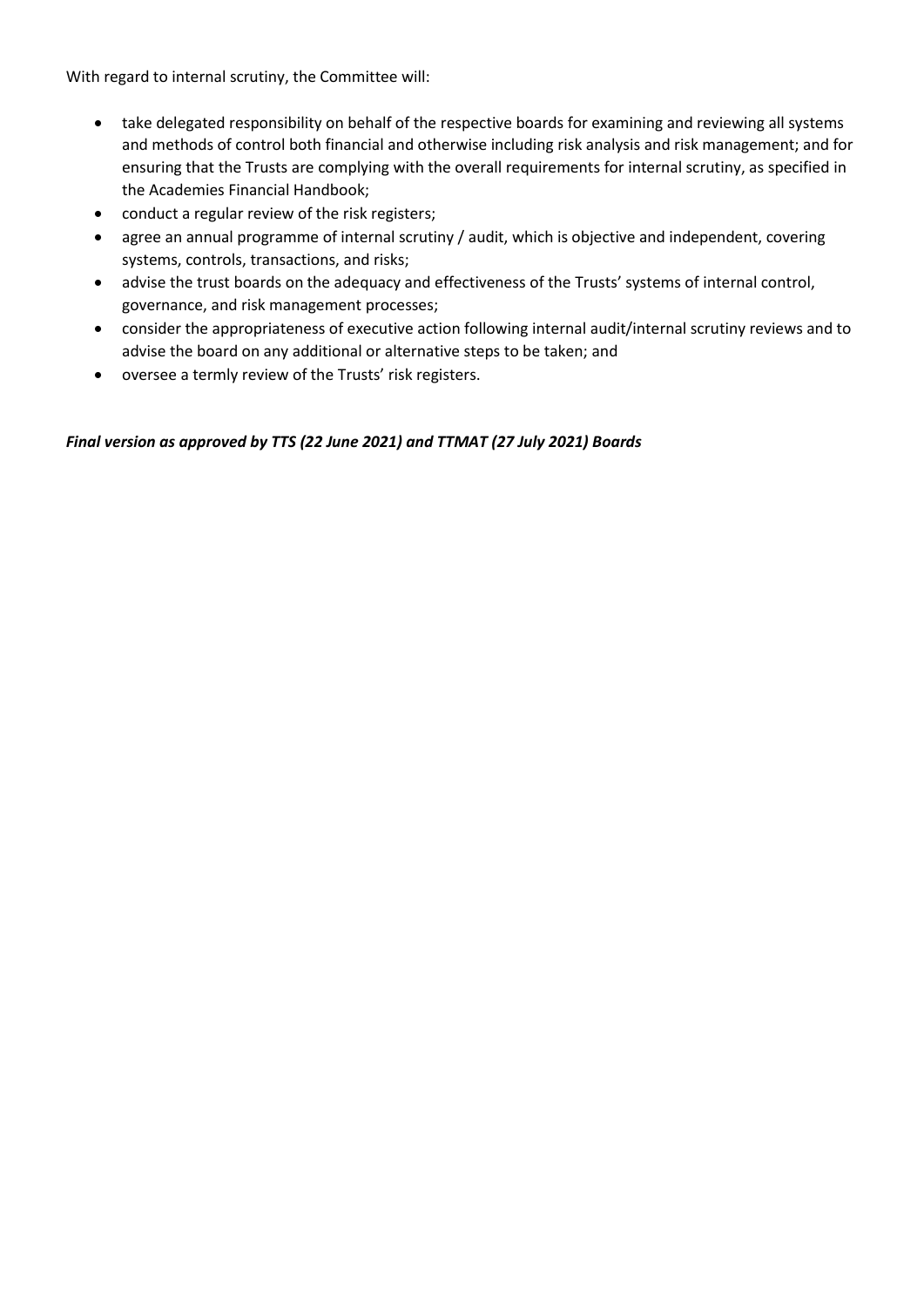With regard to internal scrutiny, the Committee will:

- take delegated responsibility on behalf of the respective boards for examining and reviewing all systems and methods of control both financial and otherwise including risk analysis and risk management; and for ensuring that the Trusts are complying with the overall requirements for internal scrutiny, as specified in the Academies Financial Handbook;
- conduct a regular review of the risk registers;
- agree an annual programme of internal scrutiny / audit, which is objective and independent, covering systems, controls, transactions, and risks;
- advise the trust boards on the adequacy and effectiveness of the Trusts' systems of internal control, governance, and risk management processes;
- consider the appropriateness of executive action following internal audit/internal scrutiny reviews and to advise the board on any additional or alternative steps to be taken; and
- oversee a termly review of the Trusts' risk registers.

***Final version as approved by TTS (22 June 2021) and TTMAT (27 July 2021) Boards***